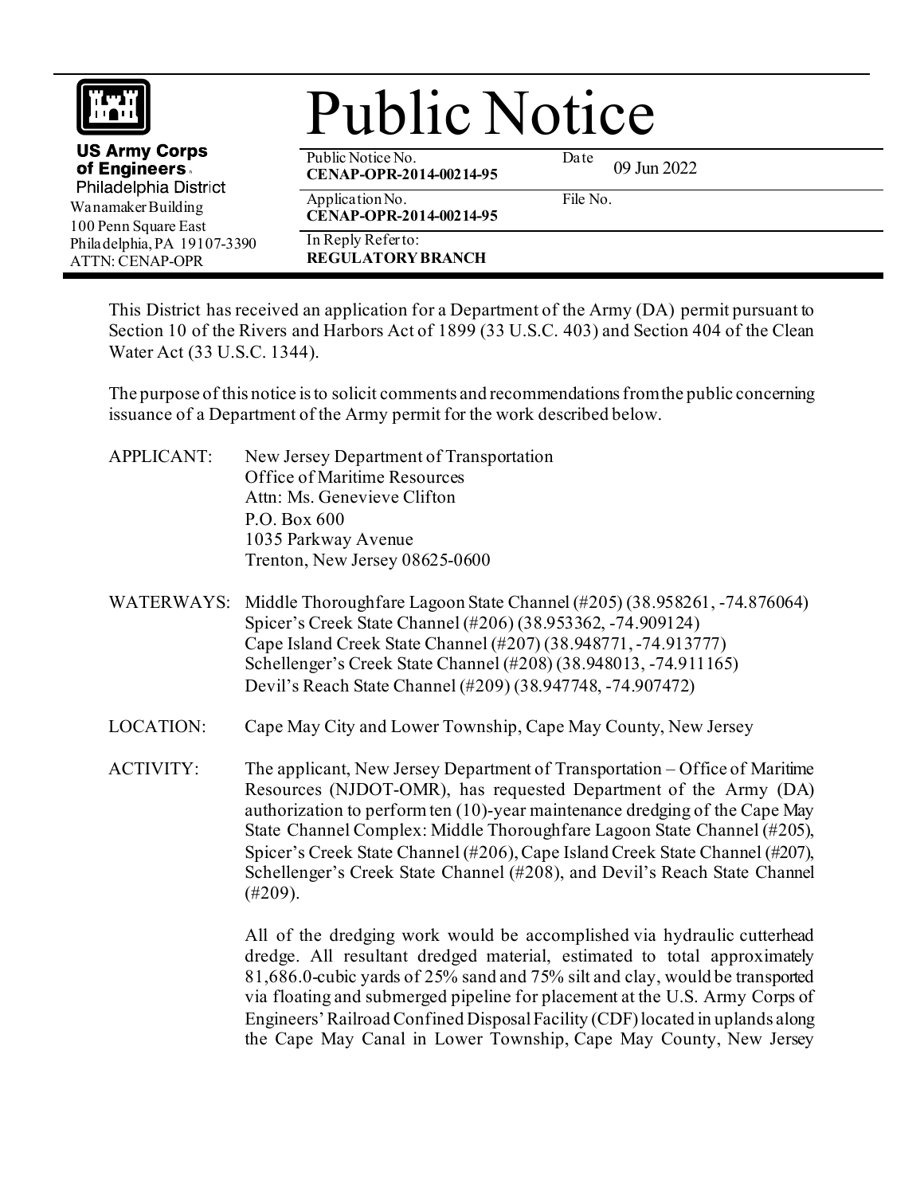**US Army Corps of Engineers**
Philadelphia District
Wanamaker Building
100 Penn Square East
Philadelphia, PA 19107-3390
ATTN: CENAP-OPR

# Public Notice

| Public Notice No. | Date |
|---|---|
| **CENAP-OPR-2014-00214-95** | 09 Jun 2022 |
| Application No. **CENAP-OPR-2014-00214-95** | File No. |
| In Reply Refer to: **REGULATORY BRANCH** | |

This District has received an application for a Department of the Army (DA) permit pursuant to Section 10 of the Rivers and Harbors Act of 1899 (33 U.S.C. 403) and Section 404 of the Clean Water Act (33 U.S.C. 1344).

The purpose of this notice is to solicit comments and recommendations from the public concerning issuance of a Department of the Army permit for the work described below.

APPLICANT: New Jersey Department of Transportation
Office of Maritime Resources
Attn: Ms. Genevieve Clifton
P.O. Box 600
1035 Parkway Avenue
Trenton, New Jersey 08625-0600

WATERWAYS: Middle Thoroughfare Lagoon State Channel (#205) (38.958261, -74.876064)
Spicer's Creek State Channel (#206) (38.953362, -74.909124)
Cape Island Creek State Channel (#207) (38.948771, -74.913777)
Schellenger's Creek State Channel (#208) (38.948013, -74.911165)
Devil's Reach State Channel (#209) (38.947748, -74.907472)

LOCATION: Cape May City and Lower Township, Cape May County, New Jersey

ACTIVITY: The applicant, New Jersey Department of Transportation – Office of Maritime Resources (NJDOT-OMR), has requested Department of the Army (DA) authorization to perform ten (10)-year maintenance dredging of the Cape May State Channel Complex: Middle Thoroughfare Lagoon State Channel (#205), Spicer's Creek State Channel (#206), Cape Island Creek State Channel (#207), Schellenger's Creek State Channel (#208), and Devil's Reach State Channel (#209).

All of the dredging work would be accomplished via hydraulic cutterhead dredge. All resultant dredged material, estimated to total approximately 81,686.0-cubic yards of 25% sand and 75% silt and clay, would be transported via floating and submerged pipeline for placement at the U.S. Army Corps of Engineers' Railroad Confined Disposal Facility (CDF) located in uplands along the Cape May Canal in Lower Township, Cape May County, New Jersey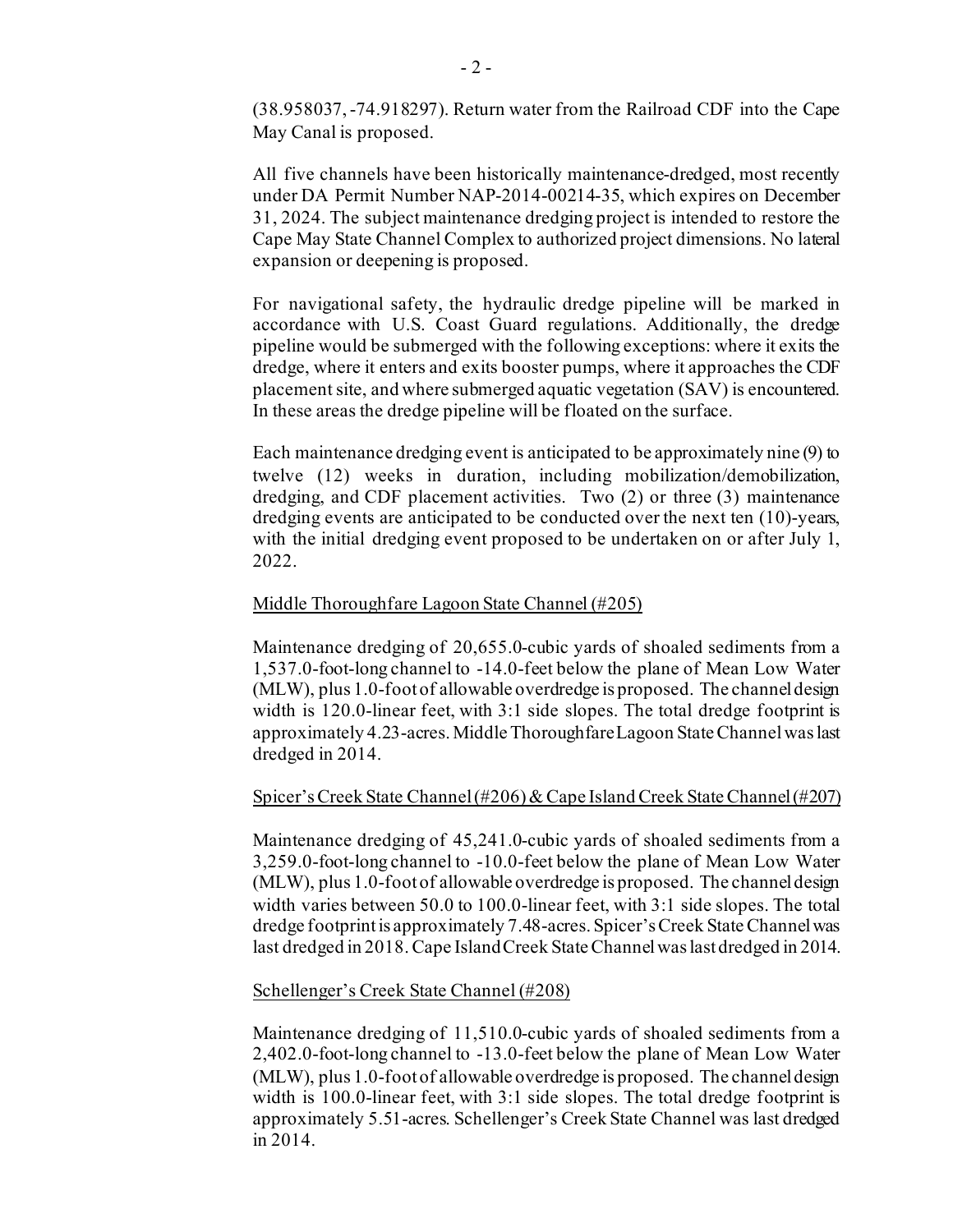(38.958037, -74.918297). Return water from the Railroad CDF into the Cape May Canal is proposed.

All five channels have been historically maintenance-dredged, most recently under DA Permit Number NAP-2014-00214-35, which expires on December 31, 2024. The subject maintenance dredging project is intended to restore the Cape May State Channel Complex to authorized project dimensions. No lateral expansion or deepening is proposed.

For navigational safety, the hydraulic dredge pipeline will be marked in accordance with U.S. Coast Guard regulations. Additionally, the dredge pipeline would be submerged with the following exceptions: where it exits the dredge, where it enters and exits booster pumps, where it approaches the CDF placement site, and where submerged aquatic vegetation (SAV) is encountered. In these areas the dredge pipeline will be floated on the surface.

Each maintenance dredging event is anticipated to be approximately nine (9) to twelve (12) weeks in duration, including mobilization/demobilization, dredging, and CDF placement activities. Two (2) or three (3) maintenance dredging events are anticipated to be conducted over the next ten (10)-years, with the initial dredging event proposed to be undertaken on or after July 1, 2022.

Middle Thoroughfare Lagoon State Channel (#205)

Maintenance dredging of 20,655.0-cubic yards of shoaled sediments from a 1,537.0-foot-long channel to -14.0-feet below the plane of Mean Low Water (MLW), plus 1.0-foot of allowable overdredge is proposed. The channel design width is 120.0-linear feet, with 3:1 side slopes. The total dredge footprint is approximately 4.23-acres. Middle Thoroughfare Lagoon State Channel was last dredged in 2014.

Spicer's Creek State Channel (#206) & Cape Island Creek State Channel (#207)

Maintenance dredging of 45,241.0-cubic yards of shoaled sediments from a 3,259.0-foot-long channel to -10.0-feet below the plane of Mean Low Water (MLW), plus 1.0-foot of allowable overdredge is proposed. The channel design width varies between 50.0 to 100.0-linear feet, with 3:1 side slopes. The total dredge footprint is approximately 7.48-acres. Spicer's Creek State Channel was last dredged in 2018. Cape Island Creek State Channel was last dredged in 2014.

Schellenger's Creek State Channel (#208)

Maintenance dredging of 11,510.0-cubic yards of shoaled sediments from a 2,402.0-foot-long channel to -13.0-feet below the plane of Mean Low Water (MLW), plus 1.0-foot of allowable overdredge is proposed. The channel design width is 100.0-linear feet, with 3:1 side slopes. The total dredge footprint is approximately 5.51-acres. Schellenger's Creek State Channel was last dredged in 2014.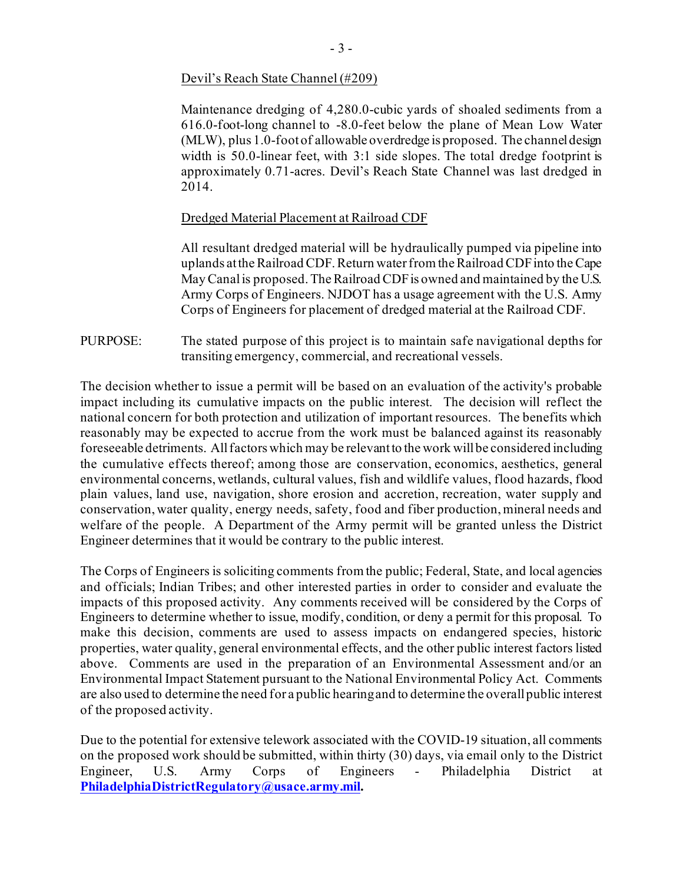Devil's Reach State Channel (#209)

Maintenance dredging of 4,280.0-cubic yards of shoaled sediments from a 616.0-foot-long channel to -8.0-feet below the plane of Mean Low Water (MLW), plus 1.0-foot of allowable overdredge is proposed. The channel design width is 50.0-linear feet, with 3:1 side slopes. The total dredge footprint is approximately 0.71-acres. Devil's Reach State Channel was last dredged in 2014.

Dredged Material Placement at Railroad CDF

All resultant dredged material will be hydraulically pumped via pipeline into uplands at the Railroad CDF. Return water from the Railroad CDF into the Cape May Canal is proposed. The Railroad CDF is owned and maintained by the U.S. Army Corps of Engineers. NJDOT has a usage agreement with the U.S. Army Corps of Engineers for placement of dredged material at the Railroad CDF.

PURPOSE: The stated purpose of this project is to maintain safe navigational depths for transiting emergency, commercial, and recreational vessels.

The decision whether to issue a permit will be based on an evaluation of the activity's probable impact including its cumulative impacts on the public interest. The decision will reflect the national concern for both protection and utilization of important resources. The benefits which reasonably may be expected to accrue from the work must be balanced against its reasonably foreseeable detriments. All factors which may be relevant to the work will be considered including the cumulative effects thereof; among those are conservation, economics, aesthetics, general environmental concerns, wetlands, cultural values, fish and wildlife values, flood hazards, flood plain values, land use, navigation, shore erosion and accretion, recreation, water supply and conservation, water quality, energy needs, safety, food and fiber production, mineral needs and welfare of the people. A Department of the Army permit will be granted unless the District Engineer determines that it would be contrary to the public interest.

The Corps of Engineers is soliciting comments from the public; Federal, State, and local agencies and officials; Indian Tribes; and other interested parties in order to consider and evaluate the impacts of this proposed activity. Any comments received will be considered by the Corps of Engineers to determine whether to issue, modify, condition, or deny a permit for this proposal. To make this decision, comments are used to assess impacts on endangered species, historic properties, water quality, general environmental effects, and the other public interest factors listed above. Comments are used in the preparation of an Environmental Assessment and/or an Environmental Impact Statement pursuant to the National Environmental Policy Act. Comments are also used to determine the need for a public hearing and to determine the overall public interest of the proposed activity.

Due to the potential for extensive telework associated with the COVID-19 situation, all comments on the proposed work should be submitted, within thirty (30) days, via email only to the District Engineer, U.S. Army Corps of Engineers - Philadelphia District at **PhiladelphiaDistrictRegulatory@usace.army.mil**.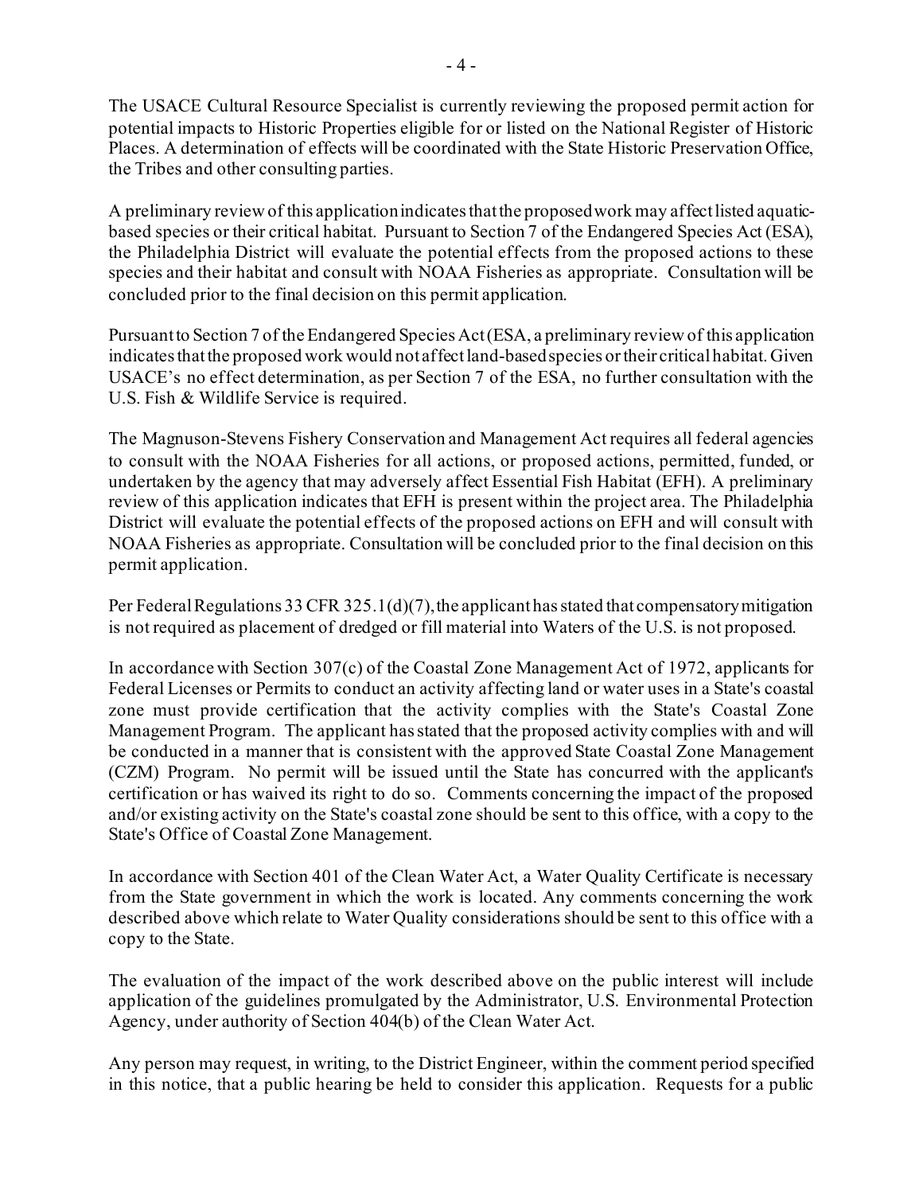The USACE Cultural Resource Specialist is currently reviewing the proposed permit action for potential impacts to Historic Properties eligible for or listed on the National Register of Historic Places. A determination of effects will be coordinated with the State Historic Preservation Office, the Tribes and other consulting parties.

A preliminary review of this application indicates that the proposed work may affect listed aquatic-based species or their critical habitat. Pursuant to Section 7 of the Endangered Species Act (ESA), the Philadelphia District will evaluate the potential effects from the proposed actions to these species and their habitat and consult with NOAA Fisheries as appropriate. Consultation will be concluded prior to the final decision on this permit application.

Pursuant to Section 7 of the Endangered Species Act (ESA, a preliminary review of this application indicates that the proposed work would not affect land-based species or their critical habitat. Given USACE's no effect determination, as per Section 7 of the ESA, no further consultation with the U.S. Fish & Wildlife Service is required.

The Magnuson-Stevens Fishery Conservation and Management Act requires all federal agencies to consult with the NOAA Fisheries for all actions, or proposed actions, permitted, funded, or undertaken by the agency that may adversely affect Essential Fish Habitat (EFH). A preliminary review of this application indicates that EFH is present within the project area. The Philadelphia District will evaluate the potential effects of the proposed actions on EFH and will consult with NOAA Fisheries as appropriate. Consultation will be concluded prior to the final decision on this permit application.

Per Federal Regulations 33 CFR 325.1(d)(7), the applicant has stated that compensatory mitigation is not required as placement of dredged or fill material into Waters of the U.S. is not proposed.

In accordance with Section 307(c) of the Coastal Zone Management Act of 1972, applicants for Federal Licenses or Permits to conduct an activity affecting land or water uses in a State's coastal zone must provide certification that the activity complies with the State's Coastal Zone Management Program. The applicant has stated that the proposed activity complies with and will be conducted in a manner that is consistent with the approved State Coastal Zone Management (CZM) Program. No permit will be issued until the State has concurred with the applicant's certification or has waived its right to do so. Comments concerning the impact of the proposed and/or existing activity on the State's coastal zone should be sent to this office, with a copy to the State's Office of Coastal Zone Management.

In accordance with Section 401 of the Clean Water Act, a Water Quality Certificate is necessary from the State government in which the work is located. Any comments concerning the work described above which relate to Water Quality considerations should be sent to this office with a copy to the State.

The evaluation of the impact of the work described above on the public interest will include application of the guidelines promulgated by the Administrator, U.S. Environmental Protection Agency, under authority of Section 404(b) of the Clean Water Act.

Any person may request, in writing, to the District Engineer, within the comment period specified in this notice, that a public hearing be held to consider this application. Requests for a public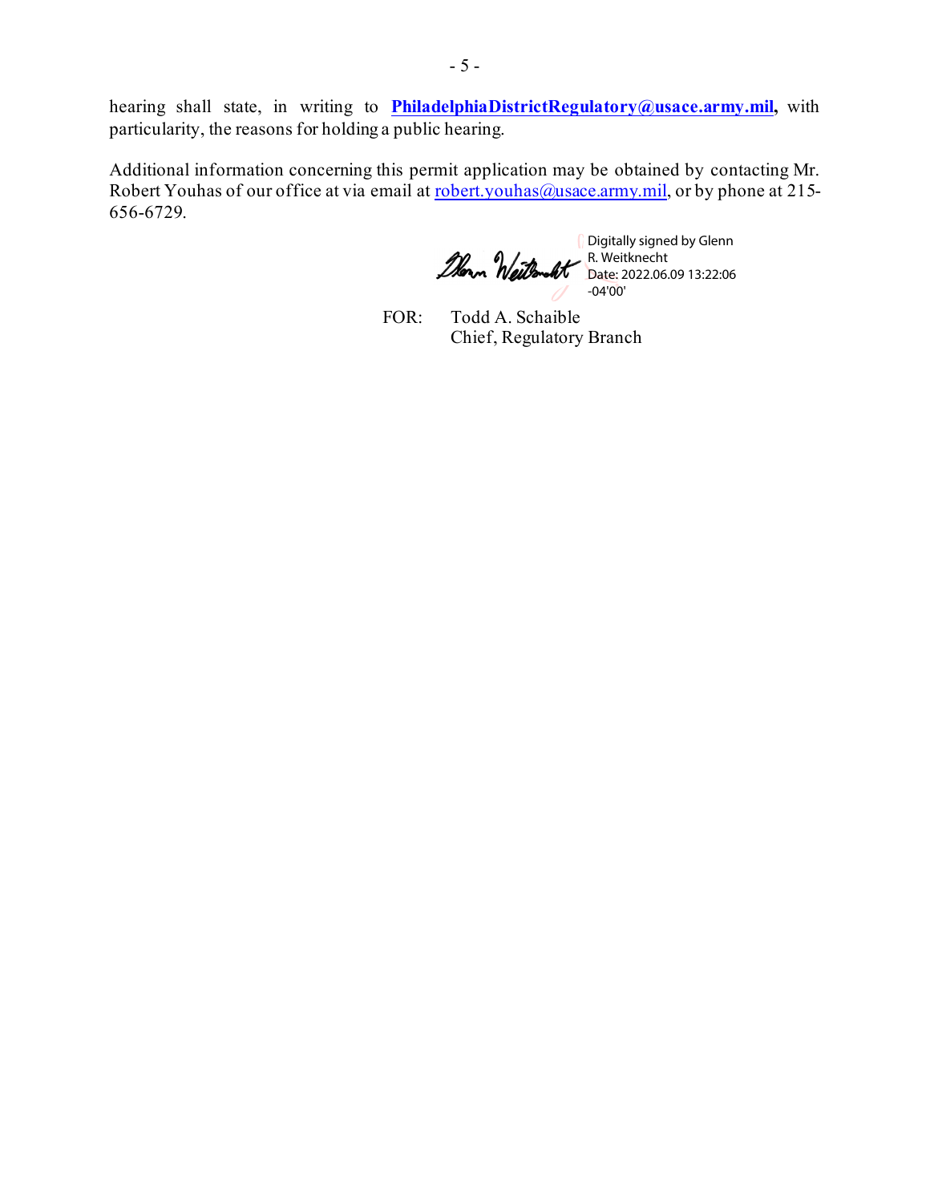hearing shall state, in writing to **PhiladelphiaDistrictRegulatory@usace.army.mil,** with particularity, the reasons for holding a public hearing.

Additional information concerning this permit application may be obtained by contacting Mr. Robert Youhas of our office at via email at robert.youhas@usace.army.mil, or by phone at 215-656-6729.

Digitally signed by Glenn R. Weitknecht
Date: 2022.06.09 13:22:06 -04'00'

FOR: Todd A. Schaible
Chief, Regulatory Branch